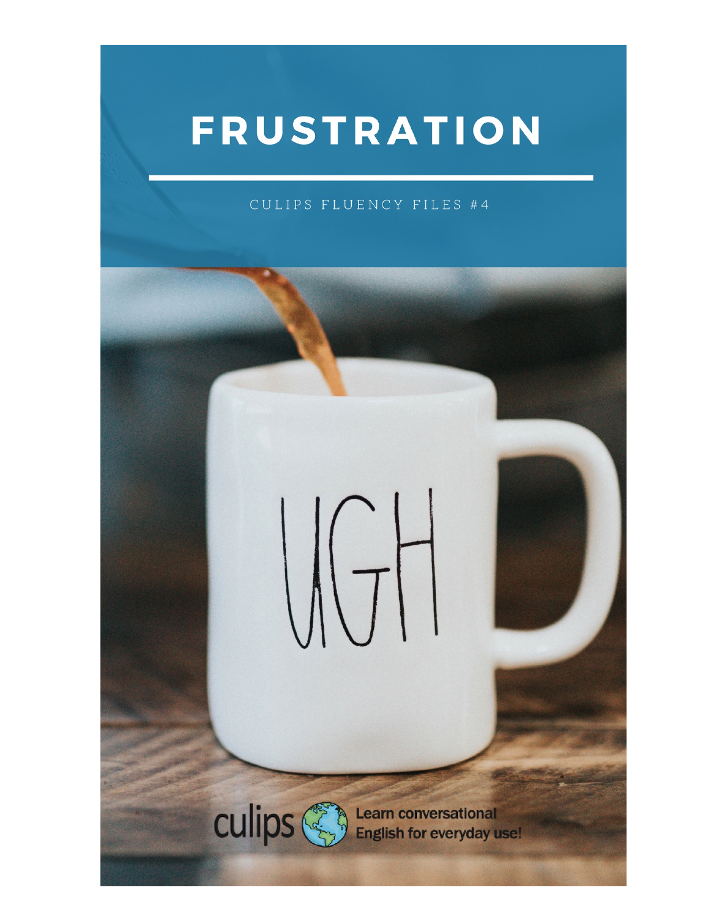# FRUSTRATION

CULIPS FLUENCY FILES #4

UGH

culips

Learn conversational English for everyday use!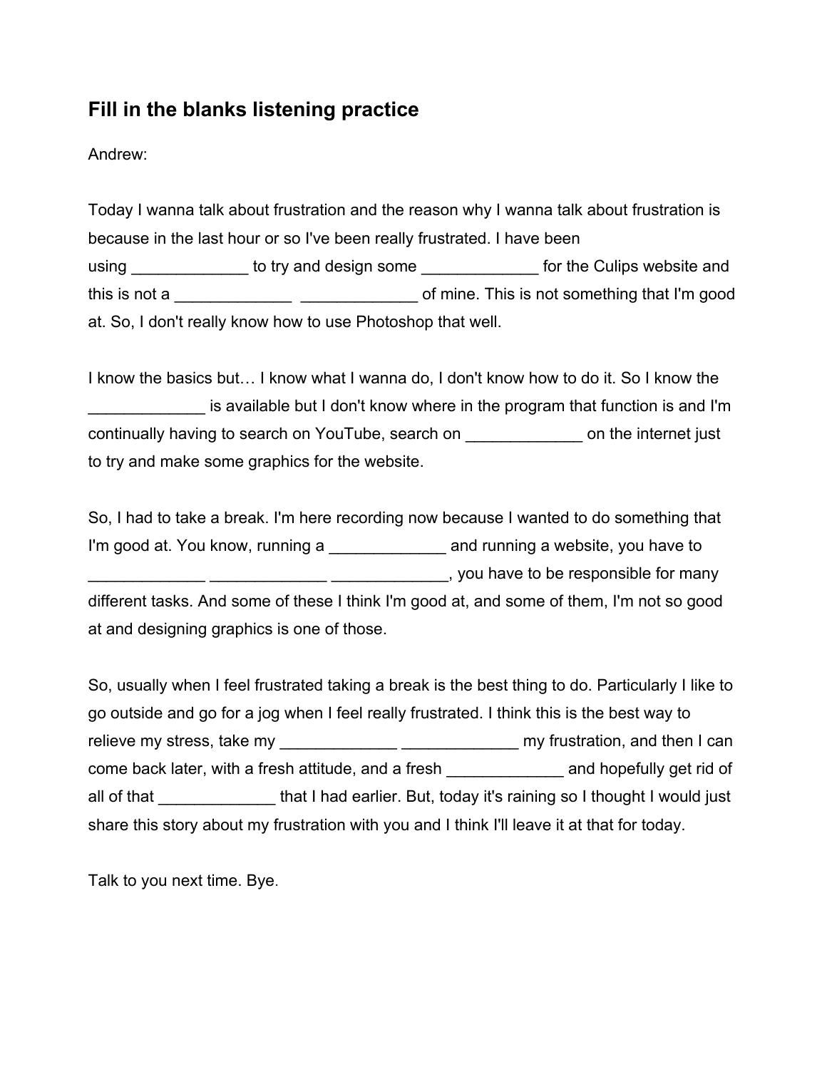## Fill in the blanks listening practice

Andrew:

Today I wanna talk about frustration and the reason why I wanna talk about frustration is because in the last hour or so I've been really frustrated. I have been using _____________ to try and design some _____________ for the Culips website and this is not a _____________ _____________ of mine. This is not something that I'm good at. So, I don't really know how to use Photoshop that well.

I know the basics but… I know what I wanna do, I don't know how to do it. So I know the _____________ is available but I don't know where in the program that function is and I'm continually having to search on YouTube, search on _____________ on the internet just to try and make some graphics for the website.

So, I had to take a break. I'm here recording now because I wanted to do something that I'm good at. You know, running a _____________ and running a website, you have to _____________ _____________ _____________, you have to be responsible for many different tasks. And some of these I think I'm good at, and some of them, I'm not so good at and designing graphics is one of those.

So, usually when I feel frustrated taking a break is the best thing to do. Particularly I like to go outside and go for a jog when I feel really frustrated. I think this is the best way to relieve my stress, take my _____________ _____________ my frustration, and then I can come back later, with a fresh attitude, and a fresh _____________ and hopefully get rid of all of that _____________ that I had earlier. But, today it's raining so I thought I would just share this story about my frustration with you and I think I'll leave it at that for today.

Talk to you next time. Bye.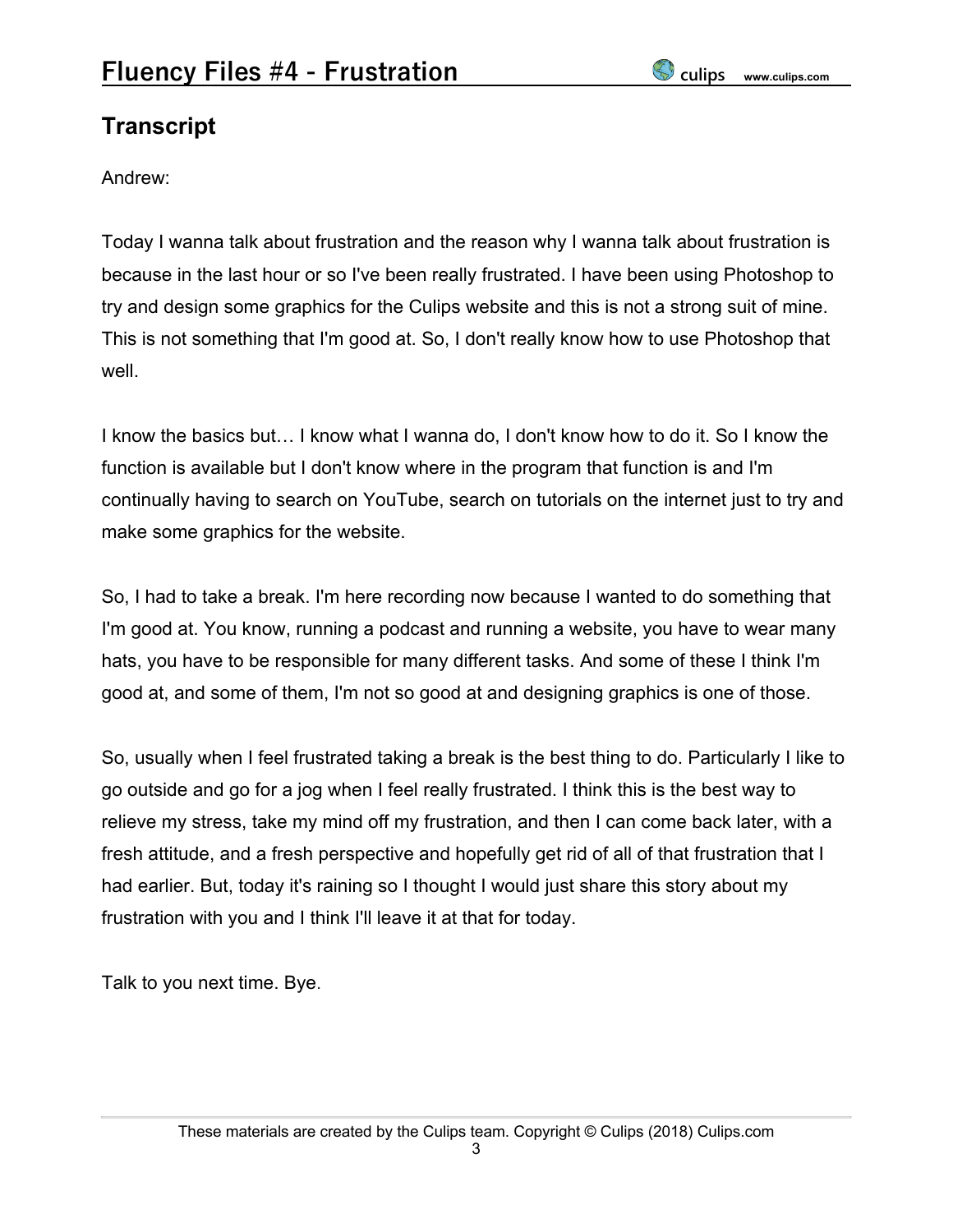## Transcript

Andrew:

Today I wanna talk about frustration and the reason why I wanna talk about frustration is because in the last hour or so I've been really frustrated. I have been using Photoshop to try and design some graphics for the Culips website and this is not a strong suit of mine. This is not something that I'm good at. So, I don't really know how to use Photoshop that well.

I know the basics but… I know what I wanna do, I don't know how to do it. So I know the function is available but I don't know where in the program that function is and I'm continually having to search on YouTube, search on tutorials on the internet just to try and make some graphics for the website.

So, I had to take a break. I'm here recording now because I wanted to do something that I'm good at. You know, running a podcast and running a website, you have to wear many hats, you have to be responsible for many different tasks. And some of these I think I'm good at, and some of them, I'm not so good at and designing graphics is one of those.

So, usually when I feel frustrated taking a break is the best thing to do. Particularly I like to go outside and go for a jog when I feel really frustrated. I think this is the best way to relieve my stress, take my mind off my frustration, and then I can come back later, with a fresh attitude, and a fresh perspective and hopefully get rid of all of that frustration that I had earlier. But, today it's raining so I thought I would just share this story about my frustration with you and I think I'll leave it at that for today.

Talk to you next time. Bye.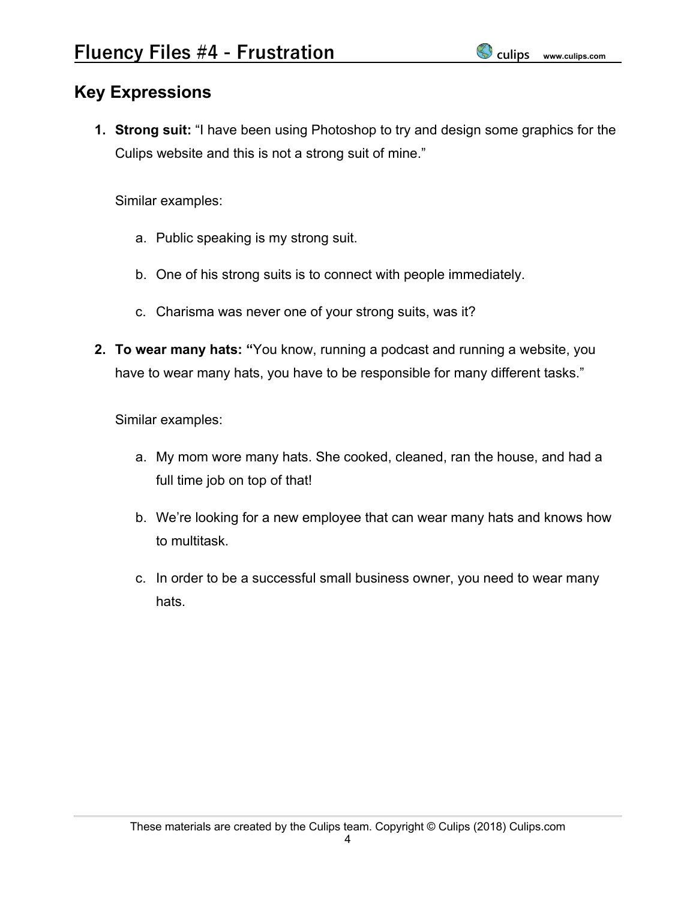## Key Expressions

1. **Strong suit:** "I have been using Photoshop to try and design some graphics for the Culips website and this is not a strong suit of mine."

   Similar examples:

   a. Public speaking is my strong suit.

   b. One of his strong suits is to connect with people immediately.

   c. Charisma was never one of your strong suits, was it?

2. **To wear many hats: "**You know, running a podcast and running a website, you have to wear many hats, you have to be responsible for many different tasks."

   Similar examples:

   a. My mom wore many hats. She cooked, cleaned, ran the house, and had a full time job on top of that!

   b. We're looking for a new employee that can wear many hats and knows how to multitask.

   c. In order to be a successful small business owner, you need to wear many hats.